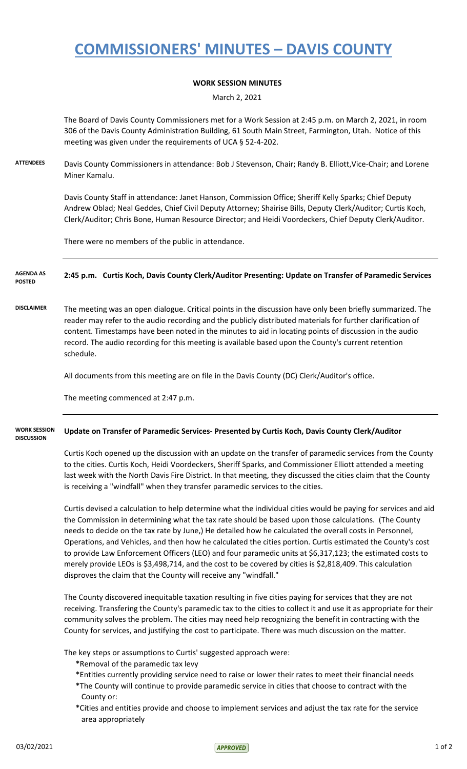# COMMISSIONERS' MINUTES – DAVIS COUNTY

**WORK SESSION MINUTES**

March 2, 2021

The Board of Davis County Commissioners met for a Work Session at 2:45 p.m. on March 2, 2021, in room 306 of the Davis County Administration Building, 61 South Main Street, Farmington, Utah. Notice of this meeting was given under the requirements of UCA § 52-4-202.

**ATTENDEES**

Davis County Commissioners in attendance: Bob J Stevenson, Chair; Randy B. Elliott,Vice-Chair; and Lorene Miner Kamalu.

Davis County Staff in attendance: Janet Hanson, Commission Office; Sheriff Kelly Sparks; Chief Deputy Andrew Oblad; Neal Geddes, Chief Civil Deputy Attorney; Shairise Bills, Deputy Clerk/Auditor; Curtis Koch, Clerk/Auditor; Chris Bone, Human Resource Director; and Heidi Voordeckers, Chief Deputy Clerk/Auditor.

There were no members of the public in attendance.

**AGENDA AS POSTED**

**2:45 p.m. Curtis Koch, Davis County Clerk/Auditor Presenting: Update on Transfer of Paramedic Services**

**DISCLAIMER**

The meeting was an open dialogue. Critical points in the discussion have only been briefly summarized. The reader may refer to the audio recording and the publicly distributed materials for further clarification of content. Timestamps have been noted in the minutes to aid in locating points of discussion in the audio record. The audio recording for this meeting is available based upon the County's current retention schedule.

All documents from this meeting are on file in the Davis County (DC) Clerk/Auditor's office.

The meeting commenced at 2:47 p.m.

**WORK SESSION DISCUSSION**

**Update on Transfer of Paramedic Services- Presented by Curtis Koch, Davis County Clerk/Auditor**

Curtis Koch opened up the discussion with an update on the transfer of paramedic services from the County to the cities. Curtis Koch, Heidi Voordeckers, Sheriff Sparks, and Commissioner Elliott attended a meeting last week with the North Davis Fire District. In that meeting, they discussed the cities claim that the County is receiving a "windfall" when they transfer paramedic services to the cities.

Curtis devised a calculation to help determine what the individual cities would be paying for services and aid the Commission in determining what the tax rate should be based upon those calculations. (The County needs to decide on the tax rate by June,) He detailed how he calculated the overall costs in Personnel, Operations, and Vehicles, and then how he calculated the cities portion. Curtis estimated the County's cost to provide Law Enforcement Officers (LEO) and four paramedic units at $6,317,123; the estimated costs to merely provide LEOs is $3,498,714, and the cost to be covered by cities is $2,818,409. This calculation disproves the claim that the County will receive any "windfall."

The County discovered inequitable taxation resulting in five cities paying for services that they are not receiving. Transfering the County's paramedic tax to the cities to collect it and use it as appropriate for their community solves the problem. The cities may need help recognizing the benefit in contracting with the County for services, and justifying the cost to participate. There was much discussion on the matter.

The key steps or assumptions to Curtis' suggested approach were:

- *Removal of the paramedic tax levy
- *Entities currently providing service need to raise or lower their rates to meet their financial needs
- *The County will continue to provide paramedic service in cities that choose to contract with the County or:
- *Cities and entities provide and choose to implement services and adjust the tax rate for the service area appropriately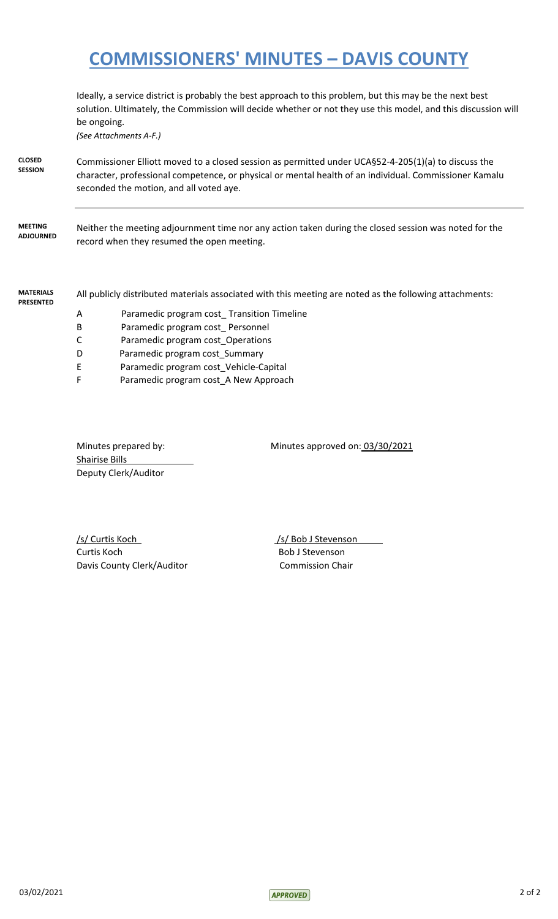# COMMISSIONERS' MINUTES – DAVIS COUNTY

Ideally, a service district is probably the best approach to this problem, but this may be the next best solution. Ultimately, the Commission will decide whether or not they use this model, and this discussion will be ongoing.

*(See Attachments A-F.)*

**CLOSED SESSION**

Commissioner Elliott moved to a closed session as permitted under UCA§52-4-205(1)(a) to discuss the character, professional competence, or physical or mental health of an individual. Commissioner Kamalu seconded the motion, and all voted aye.

**MEETING ADJOURNED**

Neither the meeting adjournment time nor any action taken during the closed session was noted for the record when they resumed the open meeting.

**MATERIALS PRESENTED**

All publicly distributed materials associated with this meeting are noted as the following attachments:

- A Paramedic program cost_ Transition Timeline
- B Paramedic program cost_ Personnel
- C Paramedic program cost_Operations
- D Paramedic program cost_Summary
- E Paramedic program cost_Vehicle-Capital
- F Paramedic program cost_A New Approach

Minutes prepared by:
Shairise Bills
Deputy Clerk/Auditor

Minutes approved on: 03/30/2021

/s/ Curtis Koch
Curtis Koch
Davis County Clerk/Auditor

/s/ Bob J Stevenson
Bob J Stevenson
Commission Chair

03/02/2021

APPROVED